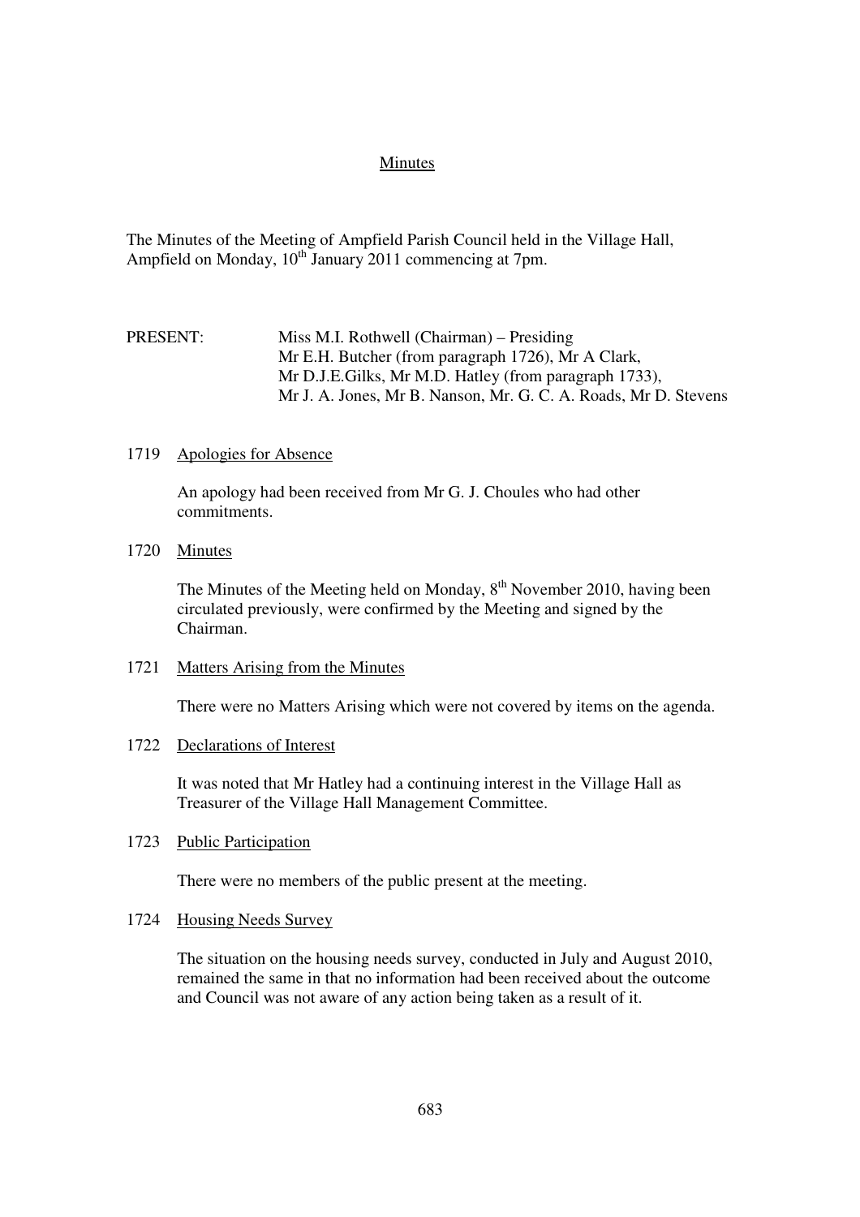# Minutes

The Minutes of the Meeting of Ampfield Parish Council held in the Village Hall, Ampfield on Monday, 10th January 2011 commencing at 7pm.

PRESENT: Miss M.I. Rothwell (Chairman) – Presiding
Mr E.H. Butcher (from paragraph 1726), Mr A Clark,
Mr D.J.E.Gilks, Mr M.D. Hatley (from paragraph 1733),
Mr J. A. Jones, Mr B. Nanson, Mr. G. C. A. Roads, Mr D. Stevens

## 1719 Apologies for Absence

An apology had been received from Mr G. J. Choules who had other commitments.

## 1720 Minutes

The Minutes of the Meeting held on Monday, 8th November 2010, having been circulated previously, were confirmed by the Meeting and signed by the Chairman.

## 1721 Matters Arising from the Minutes

There were no Matters Arising which were not covered by items on the agenda.

## 1722 Declarations of Interest

It was noted that Mr Hatley had a continuing interest in the Village Hall as Treasurer of the Village Hall Management Committee.

## 1723 Public Participation

There were no members of the public present at the meeting.

## 1724 Housing Needs Survey

The situation on the housing needs survey, conducted in July and August 2010, remained the same in that no information had been received about the outcome and Council was not aware of any action being taken as a result of it.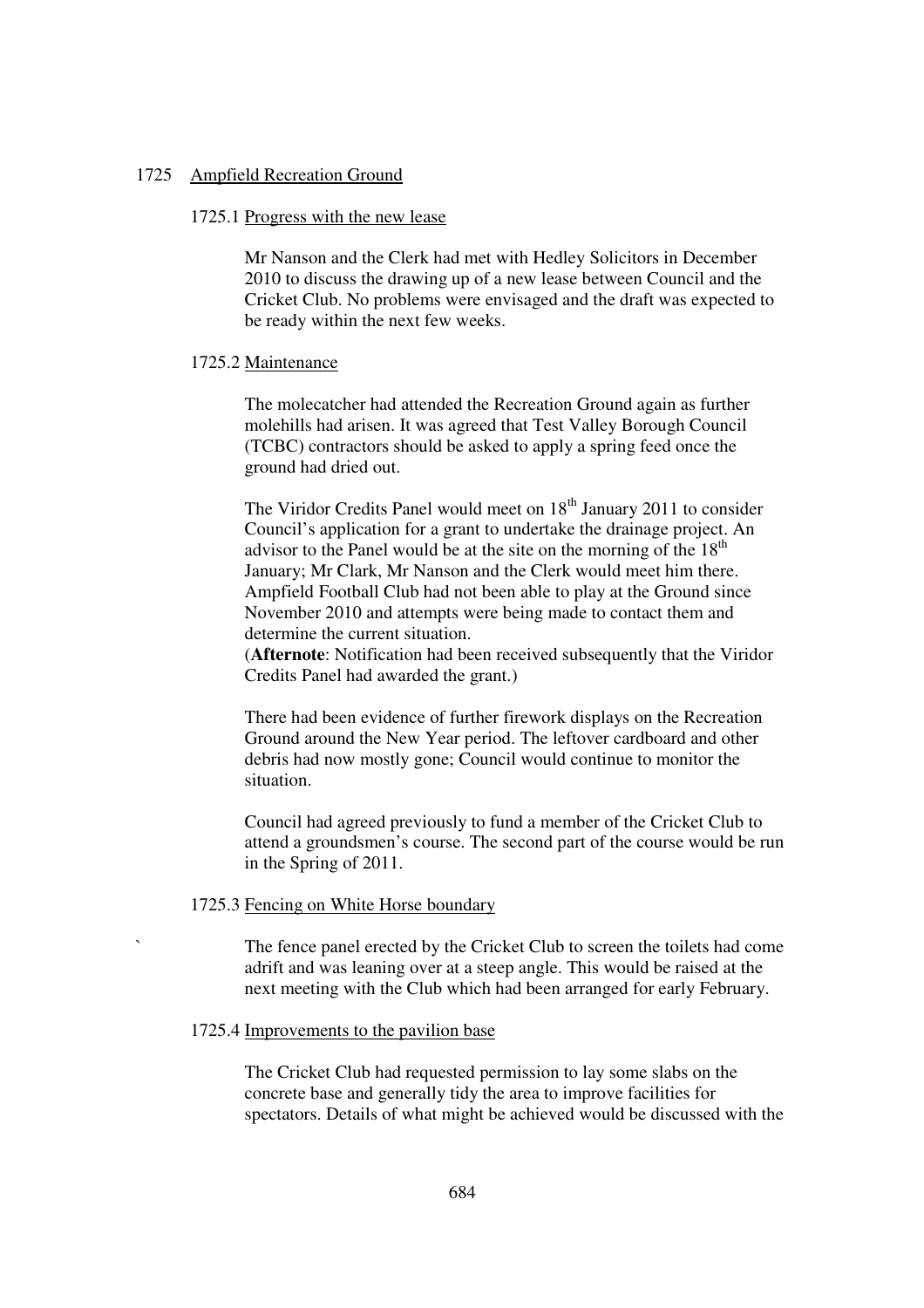## 1725 Ampfield Recreation Ground

### 1725.1 Progress with the new lease

Mr Nanson and the Clerk had met with Hedley Solicitors in December 2010 to discuss the drawing up of a new lease between Council and the Cricket Club. No problems were envisaged and the draft was expected to be ready within the next few weeks.

### 1725.2 Maintenance

The molecatcher had attended the Recreation Ground again as further molehills had arisen. It was agreed that Test Valley Borough Council (TCBC) contractors should be asked to apply a spring feed once the ground had dried out.

The Viridor Credits Panel would meet on 18th January 2011 to consider Council's application for a grant to undertake the drainage project. An advisor to the Panel would be at the site on the morning of the 18th January; Mr Clark, Mr Nanson and the Clerk would meet him there. Ampfield Football Club had not been able to play at the Ground since November 2010 and attempts were being made to contact them and determine the current situation.
(**Afternote**: Notification had been received subsequently that the Viridor Credits Panel had awarded the grant.)

There had been evidence of further firework displays on the Recreation Ground around the New Year period. The leftover cardboard and other debris had now mostly gone; Council would continue to monitor the situation.

Council had agreed previously to fund a member of the Cricket Club to attend a groundsmen's course. The second part of the course would be run in the Spring of 2011.

### 1725.3 Fencing on White Horse boundary

The fence panel erected by the Cricket Club to screen the toilets had come adrift and was leaning over at a steep angle. This would be raised at the next meeting with the Club which had been arranged for early February.

### 1725.4 Improvements to the pavilion base

The Cricket Club had requested permission to lay some slabs on the concrete base and generally tidy the area to improve facilities for spectators. Details of what might be achieved would be discussed with the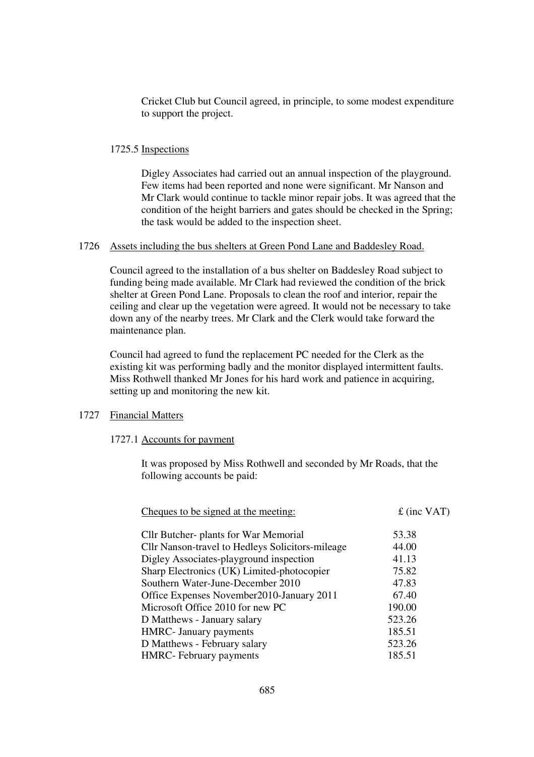Cricket Club but Council agreed, in principle, to some modest expenditure to support the project.

1725.5 Inspections

Digley Associates had carried out an annual inspection of the playground. Few items had been reported and none were significant. Mr Nanson and Mr Clark would continue to tackle minor repair jobs. It was agreed that the condition of the height barriers and gates should be checked in the Spring; the task would be added to the inspection sheet.

1726 Assets including the bus shelters at Green Pond Lane and Baddesley Road.

Council agreed to the installation of a bus shelter on Baddesley Road subject to funding being made available. Mr Clark had reviewed the condition of the brick shelter at Green Pond Lane. Proposals to clean the roof and interior, repair the ceiling and clear up the vegetation were agreed. It would not be necessary to take down any of the nearby trees. Mr Clark and the Clerk would take forward the maintenance plan.

Council had agreed to fund the replacement PC needed for the Clerk as the existing kit was performing badly and the monitor displayed intermittent faults. Miss Rothwell thanked Mr Jones for his hard work and patience in acquiring, setting up and monitoring the new kit.

1727 Financial Matters

1727.1 Accounts for payment

It was proposed by Miss Rothwell and seconded by Mr Roads, that the following accounts be paid:

| Cheques to be signed at the meeting: | £ (inc VAT) |
|---|---|
| Cllr Butcher- plants for War Memorial | 53.38 |
| Cllr Nanson-travel to Hedleys Solicitors-mileage | 44.00 |
| Digley Associates-playground inspection | 41.13 |
| Sharp Electronics (UK) Limited-photocopier | 75.82 |
| Southern Water-June-December 2010 | 47.83 |
| Office Expenses November2010-January 2011 | 67.40 |
| Microsoft Office 2010 for new PC | 190.00 |
| D Matthews - January salary | 523.26 |
| HMRC- January payments | 185.51 |
| D Matthews - February salary | 523.26 |
| HMRC- February payments | 185.51 |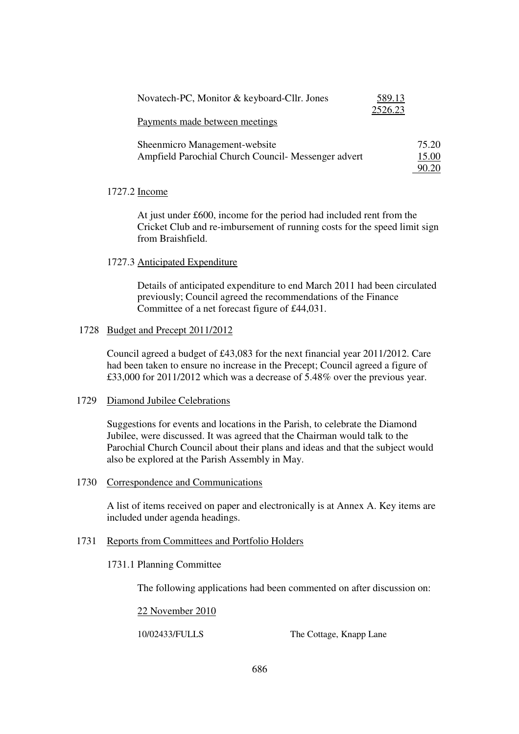| | | |
|---|---|---|
| Novatech-PC, Monitor & keyboard-Cllr. Jones | 589.13 | |
| | 2526.23 | |

Payments made between meetings

| | |
|---|---|
| Sheenmicro Management-website | 75.20 |
| Ampfield Parochial Church Council- Messenger advert | 15.00 |
| | 90.20 |

1727.2 Income

At just under £600, income for the period had included rent from the Cricket Club and re-imbursement of running costs for the speed limit sign from Braishfield.

1727.3 Anticipated Expenditure

Details of anticipated expenditure to end March 2011 had been circulated previously; Council agreed the recommendations of the Finance Committee of a net forecast figure of £44,031.

1728 Budget and Precept 2011/2012

Council agreed a budget of £43,083 for the next financial year 2011/2012. Care had been taken to ensure no increase in the Precept; Council agreed a figure of £33,000 for 2011/2012 which was a decrease of 5.48% over the previous year.

1729 Diamond Jubilee Celebrations

Suggestions for events and locations in the Parish, to celebrate the Diamond Jubilee, were discussed. It was agreed that the Chairman would talk to the Parochial Church Council about their plans and ideas and that the subject would also be explored at the Parish Assembly in May.

1730 Correspondence and Communications

A list of items received on paper and electronically is at Annex A. Key items are included under agenda headings.

1731 Reports from Committees and Portfolio Holders

1731.1 Planning Committee

The following applications had been commented on after discussion on:

22 November 2010

| | |
|---|---|
| 10/02433/FULLS | The Cottage, Knapp Lane |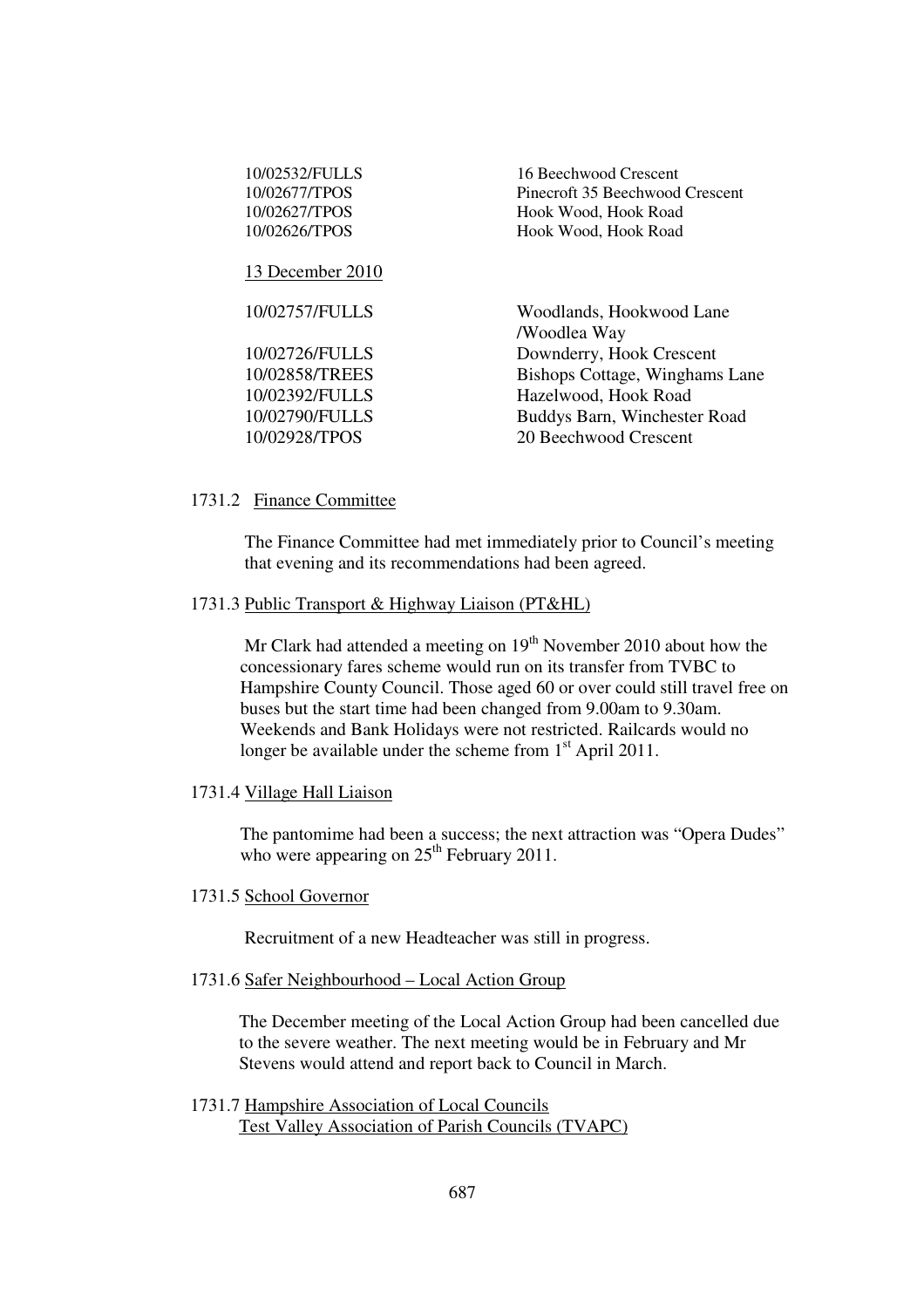| | |
|---|---|
| 10/02532/FULLS | 16 Beechwood Crescent |
| 10/02677/TPOS | Pinecroft 35 Beechwood Crescent |
| 10/02627/TPOS | Hook Wood, Hook Road |
| 10/02626/TPOS | Hook Wood, Hook Road |

13 December 2010

| | |
|---|---|
| 10/02757/FULLS | Woodlands, Hookwood Lane /Woodlea Way |
| 10/02726/FULLS | Downderry, Hook Crescent |
| 10/02858/TREES | Bishops Cottage, Winghams Lane |
| 10/02392/FULLS | Hazelwood, Hook Road |
| 10/02790/FULLS | Buddys Barn, Winchester Road |
| 10/02928/TPOS | 20 Beechwood Crescent |

1731.2 Finance Committee

The Finance Committee had met immediately prior to Council's meeting that evening and its recommendations had been agreed.

1731.3 Public Transport & Highway Liaison (PT&HL)

Mr Clark had attended a meeting on 19th November 2010 about how the concessionary fares scheme would run on its transfer from TVBC to Hampshire County Council. Those aged 60 or over could still travel free on buses but the start time had been changed from 9.00am to 9.30am. Weekends and Bank Holidays were not restricted. Railcards would no longer be available under the scheme from 1st April 2011.

1731.4 Village Hall Liaison

The pantomime had been a success; the next attraction was "Opera Dudes" who were appearing on 25th February 2011.

1731.5 School Governor

Recruitment of a new Headteacher was still in progress.

1731.6 Safer Neighbourhood – Local Action Group

The December meeting of the Local Action Group had been cancelled due to the severe weather. The next meeting would be in February and Mr Stevens would attend and report back to Council in March.

1731.7 Hampshire Association of Local Councils
Test Valley Association of Parish Councils (TVAPC)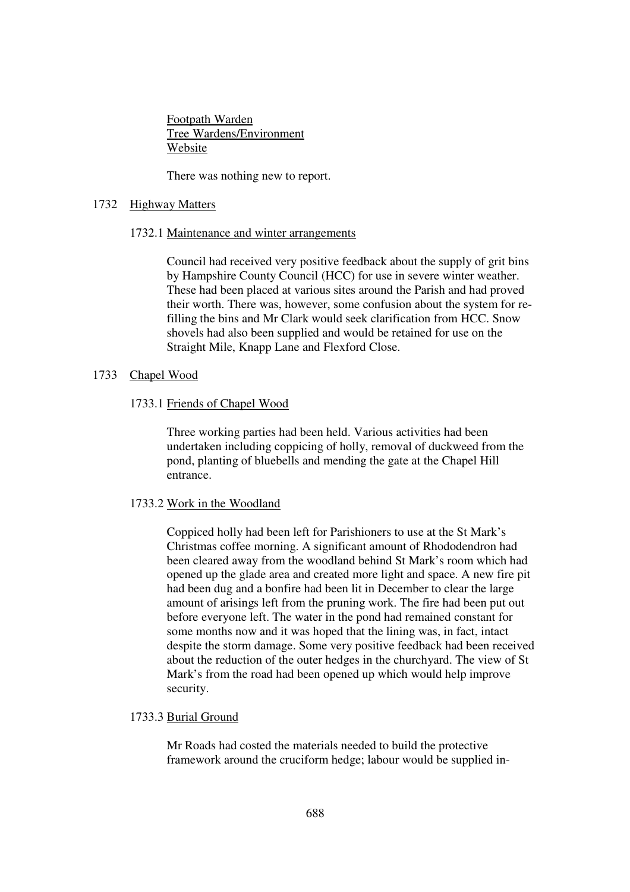Footpath Warden
Tree Wardens/Environment
Website

There was nothing new to report.

## 1732 Highway Matters

### 1732.1 Maintenance and winter arrangements

Council had received very positive feedback about the supply of grit bins by Hampshire County Council (HCC) for use in severe winter weather. These had been placed at various sites around the Parish and had proved their worth. There was, however, some confusion about the system for re-filling the bins and Mr Clark would seek clarification from HCC. Snow shovels had also been supplied and would be retained for use on the Straight Mile, Knapp Lane and Flexford Close.

## 1733 Chapel Wood

### 1733.1 Friends of Chapel Wood

Three working parties had been held. Various activities had been undertaken including coppicing of holly, removal of duckweed from the pond, planting of bluebells and mending the gate at the Chapel Hill entrance.

### 1733.2 Work in the Woodland

Coppiced holly had been left for Parishioners to use at the St Mark's Christmas coffee morning. A significant amount of Rhododendron had been cleared away from the woodland behind St Mark's room which had opened up the glade area and created more light and space. A new fire pit had been dug and a bonfire had been lit in December to clear the large amount of arisings left from the pruning work. The fire had been put out before everyone left. The water in the pond had remained constant for some months now and it was hoped that the lining was, in fact, intact despite the storm damage. Some very positive feedback had been received about the reduction of the outer hedges in the churchyard. The view of St Mark's from the road had been opened up which would help improve security.

### 1733.3 Burial Ground

Mr Roads had costed the materials needed to build the protective framework around the cruciform hedge; labour would be supplied in-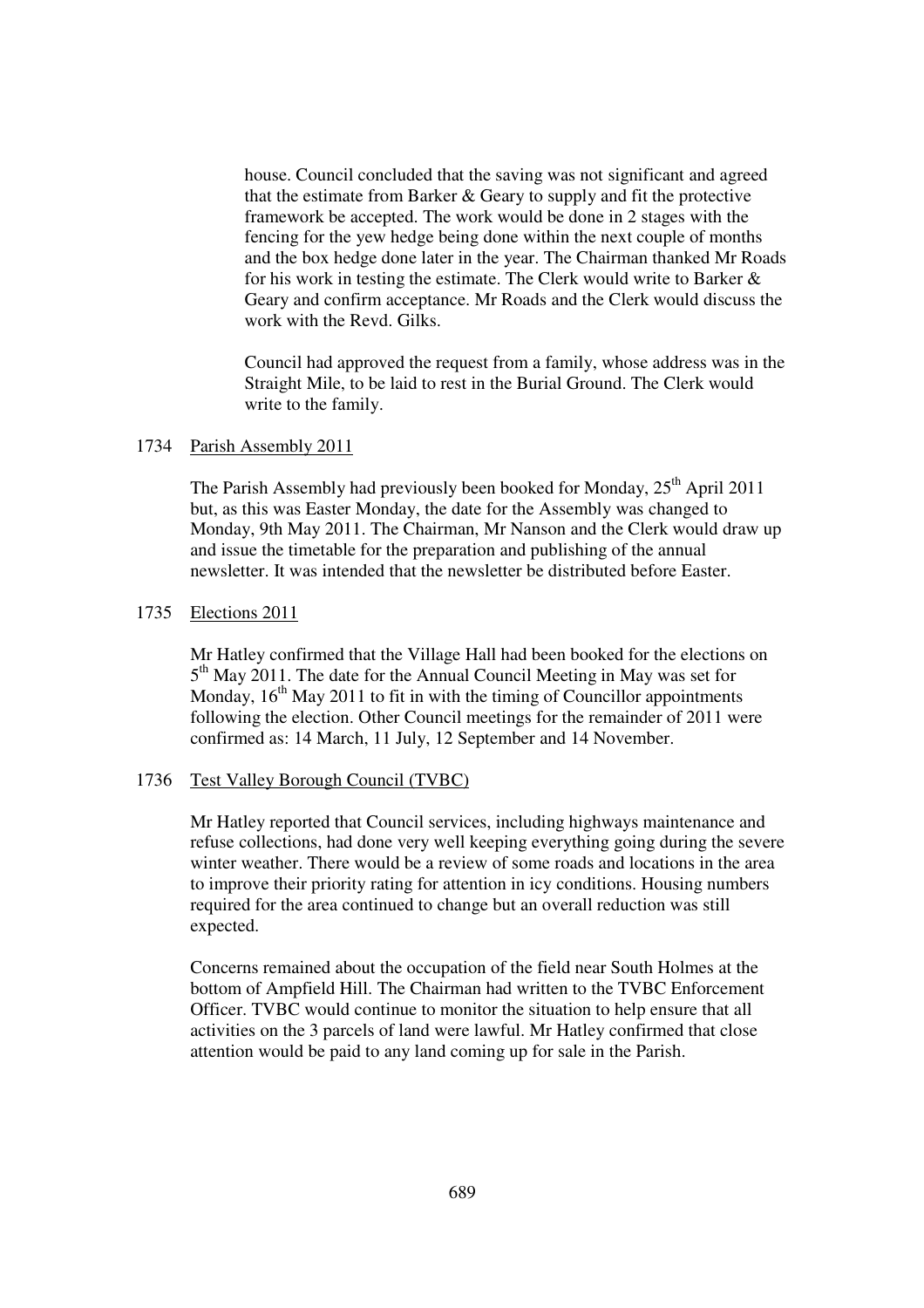house. Council concluded that the saving was not significant and agreed that the estimate from Barker & Geary to supply and fit the protective framework be accepted. The work would be done in 2 stages with the fencing for the yew hedge being done within the next couple of months and the box hedge done later in the year. The Chairman thanked Mr Roads for his work in testing the estimate. The Clerk would write to Barker & Geary and confirm acceptance. Mr Roads and the Clerk would discuss the work with the Revd. Gilks.

Council had approved the request from a family, whose address was in the Straight Mile, to be laid to rest in the Burial Ground. The Clerk would write to the family.

1734 Parish Assembly 2011

The Parish Assembly had previously been booked for Monday, 25th April 2011 but, as this was Easter Monday, the date for the Assembly was changed to Monday, 9th May 2011. The Chairman, Mr Nanson and the Clerk would draw up and issue the timetable for the preparation and publishing of the annual newsletter. It was intended that the newsletter be distributed before Easter.

1735 Elections 2011

Mr Hatley confirmed that the Village Hall had been booked for the elections on 5th May 2011. The date for the Annual Council Meeting in May was set for Monday, 16th May 2011 to fit in with the timing of Councillor appointments following the election. Other Council meetings for the remainder of 2011 were confirmed as: 14 March, 11 July, 12 September and 14 November.

1736 Test Valley Borough Council (TVBC)

Mr Hatley reported that Council services, including highways maintenance and refuse collections, had done very well keeping everything going during the severe winter weather. There would be a review of some roads and locations in the area to improve their priority rating for attention in icy conditions. Housing numbers required for the area continued to change but an overall reduction was still expected.

Concerns remained about the occupation of the field near South Holmes at the bottom of Ampfield Hill. The Chairman had written to the TVBC Enforcement Officer. TVBC would continue to monitor the situation to help ensure that all activities on the 3 parcels of land were lawful. Mr Hatley confirmed that close attention would be paid to any land coming up for sale in the Parish.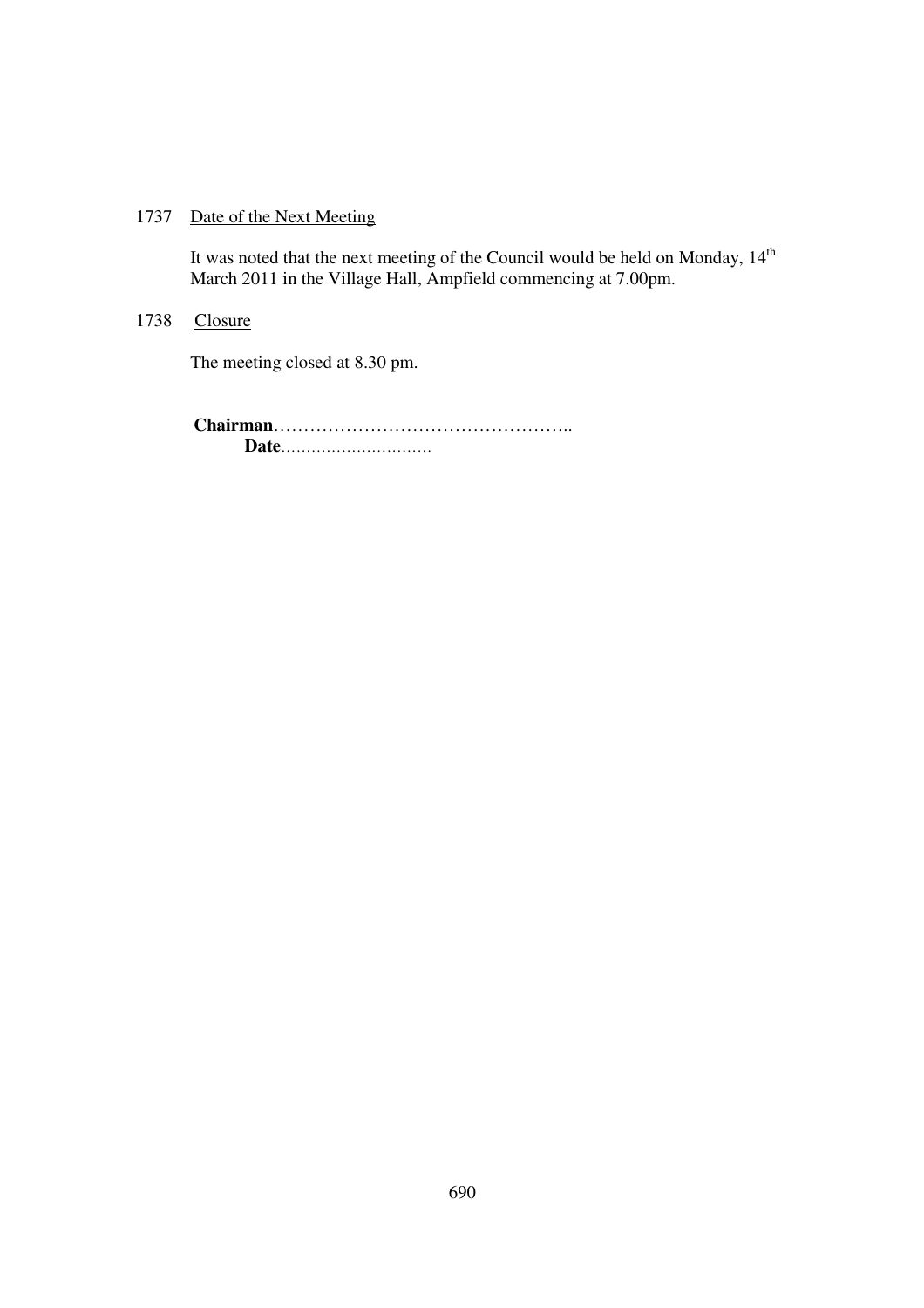1737 Date of the Next Meeting

It was noted that the next meeting of the Council would be held on Monday, 14th March 2011 in the Village Hall, Ampfield commencing at 7.00pm.

1738 Closure

The meeting closed at 8.30 pm.

**Chairman**…………………………………………..
**Date**…………………………